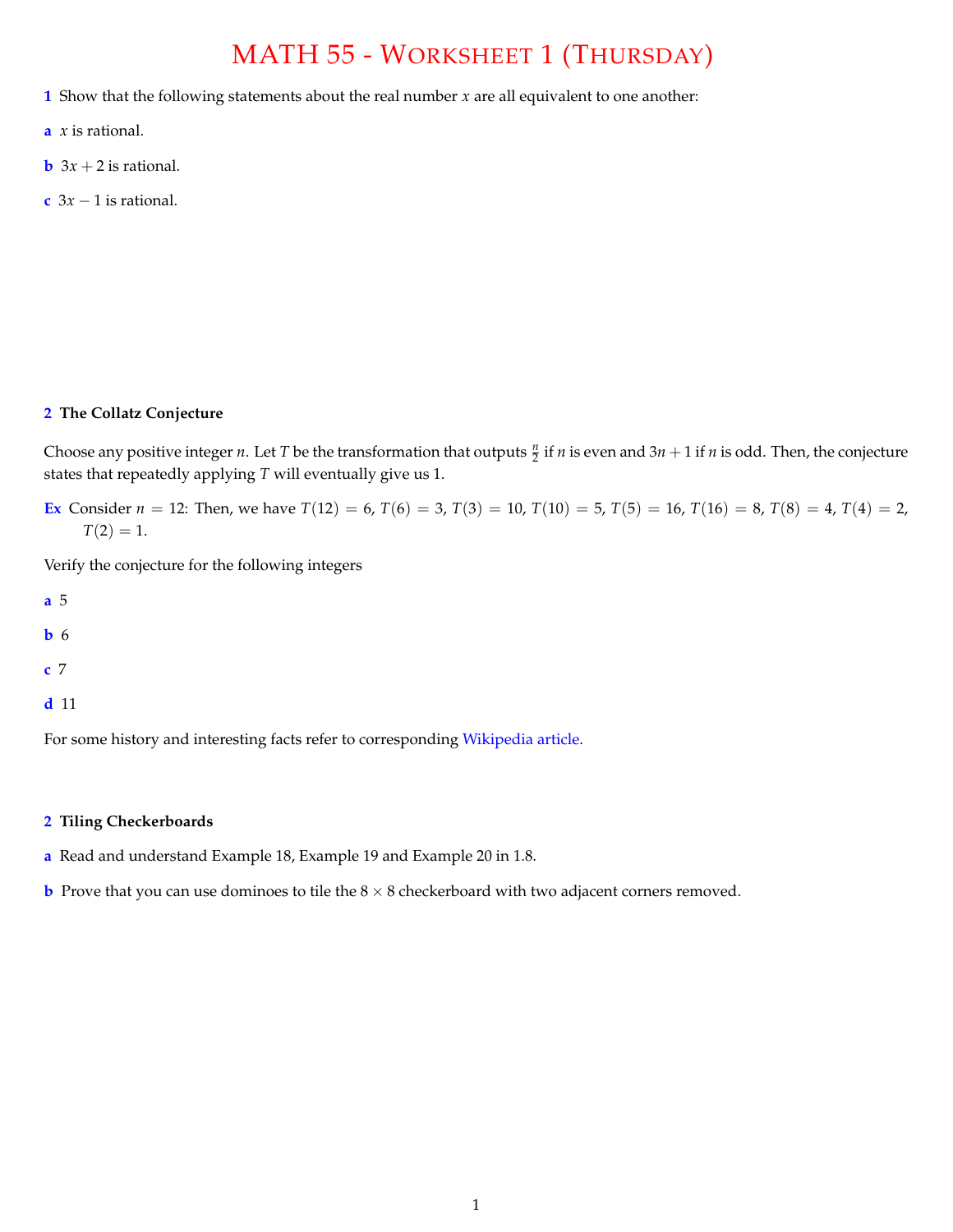# MATH 55 - Worksheet 1 (Thursday)

**1** Show that the following statements about the real number $x$ are all equivalent to one another:

**a** $x$ is rational.

**b** $3x + 2$ is rational.

**c** $3x - 1$ is rational.

**2 The Collatz Conjecture**

Choose any positive integer $n$. Let $T$ be the transformation that outputs $\frac{n}{2}$ if $n$ is even and $3n + 1$ if $n$ is odd. Then, the conjecture states that repeatedly applying $T$ will eventually give us 1.

**Ex** Consider $n = 12$: Then, we have $T(12) = 6$, $T(6) = 3$, $T(3) = 10$, $T(10) = 5$, $T(5) = 16$, $T(16) = 8$, $T(8) = 4$, $T(4) = 2$, $T(2) = 1$.

Verify the conjecture for the following integers

**a** 5

**b** 6

**c** 7

**d** 11

For some history and interesting facts refer to corresponding Wikipedia article.

**2 Tiling Checkerboards**

**a** Read and understand Example 18, Example 19 and Example 20 in 1.8.

**b** Prove that you can use dominoes to tile the $8 \times 8$ checkerboard with two adjacent corners removed.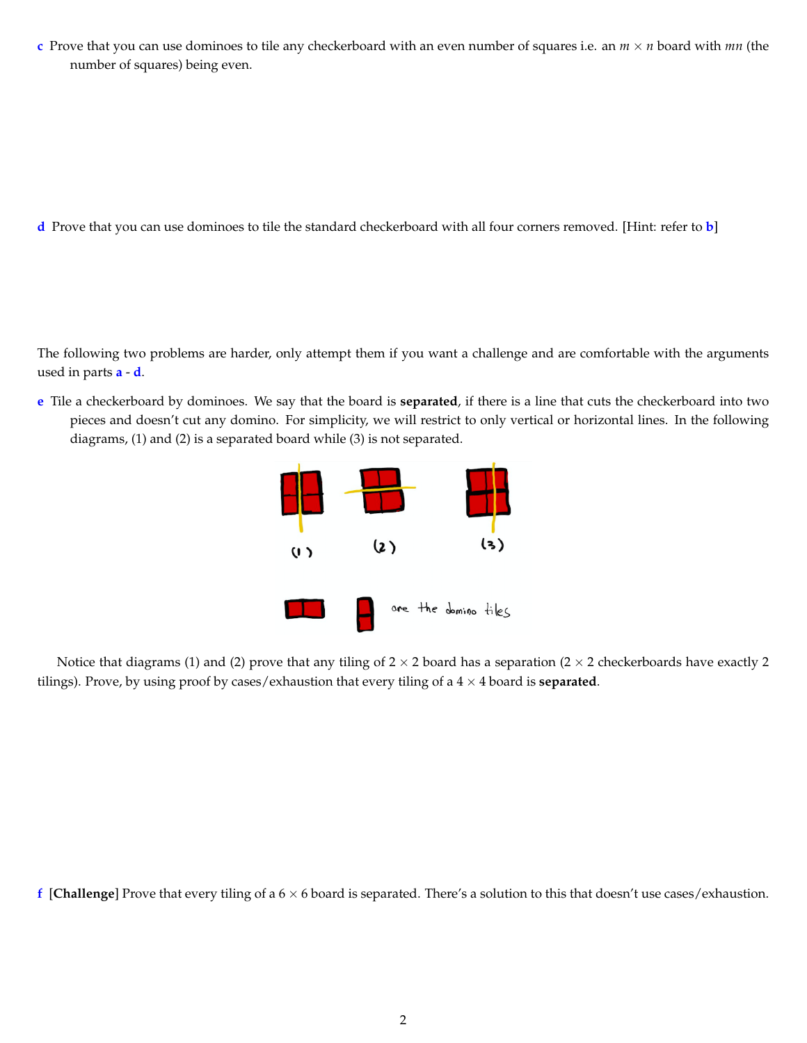**c** Prove that you can use dominoes to tile any checkerboard with an even number of squares i.e. an $m \times n$ board with $mn$ (the number of squares) being even.

**d** Prove that you can use dominoes to tile the standard checkerboard with all four corners removed. [Hint: refer to **b**]

The following two problems are harder, only attempt them if you want a challenge and are comfortable with the arguments used in parts **a** - **d**.

**e** Tile a checkerboard by dominoes. We say that the board is **separated**, if there is a line that cuts the checkerboard into two pieces and doesn't cut any domino. For simplicity, we will restrict to only vertical or horizontal lines. In the following diagrams, (1) and (2) is a separated board while (3) is not separated.

(1) (2) (3)

are the domino tiles

Notice that diagrams (1) and (2) prove that any tiling of $2 \times 2$ board has a separation ($2 \times 2$ checkerboards have exactly 2 tilings). Prove, by using proof by cases/exhaustion that every tiling of a $4 \times 4$ board is **separated**.

**f** [**Challenge**] Prove that every tiling of a $6 \times 6$ board is separated. There's a solution to this that doesn't use cases/exhaustion.